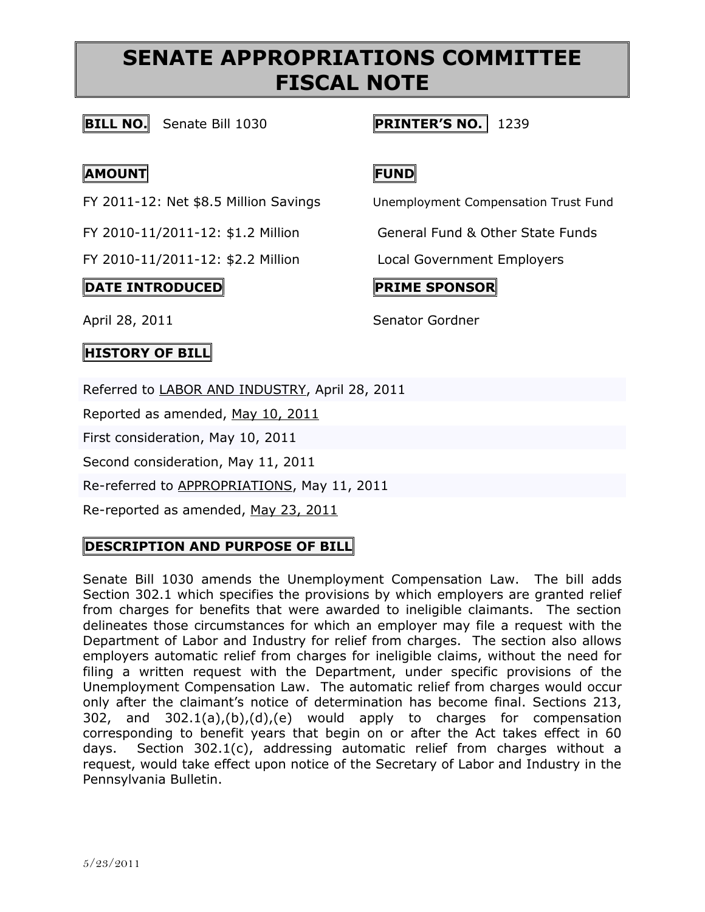# SENATE APPROPRIATIONS COMMITTEE FISCAL NOTE

**BILL NO.** Senate Bill 1030

**PRINTER'S NO.** 1239

| **AMOUNT** | **FUND** |
|---|---|
| FY 2011-12: Net $8.5 Million Savings | Unemployment Compensation Trust Fund |
| FY 2010-11/2011-12: $1.2 Million | General Fund & Other State Funds |
| FY 2010-11/2011-12: $2.2 Million | Local Government Employers |

| **DATE INTRODUCED** | **PRIME SPONSOR** |
|---|---|
| April 28, 2011 | Senator Gordner |

**HISTORY OF BILL**

Referred to LABOR AND INDUSTRY, April 28, 2011

Reported as amended, May 10, 2011

First consideration, May 10, 2011

Second consideration, May 11, 2011

Re-referred to APPROPRIATIONS, May 11, 2011

Re-reported as amended, May 23, 2011

**DESCRIPTION AND PURPOSE OF BILL**

Senate Bill 1030 amends the Unemployment Compensation Law. The bill adds Section 302.1 which specifies the provisions by which employers are granted relief from charges for benefits that were awarded to ineligible claimants. The section delineates those circumstances for which an employer may file a request with the Department of Labor and Industry for relief from charges. The section also allows employers automatic relief from charges for ineligible claims, without the need for filing a written request with the Department, under specific provisions of the Unemployment Compensation Law. The automatic relief from charges would occur only after the claimant's notice of determination has become final. Sections 213, 302, and 302.1(a),(b),(d),(e) would apply to charges for compensation corresponding to benefit years that begin on or after the Act takes effect in 60 days. Section 302.1(c), addressing automatic relief from charges without a request, would take effect upon notice of the Secretary of Labor and Industry in the Pennsylvania Bulletin.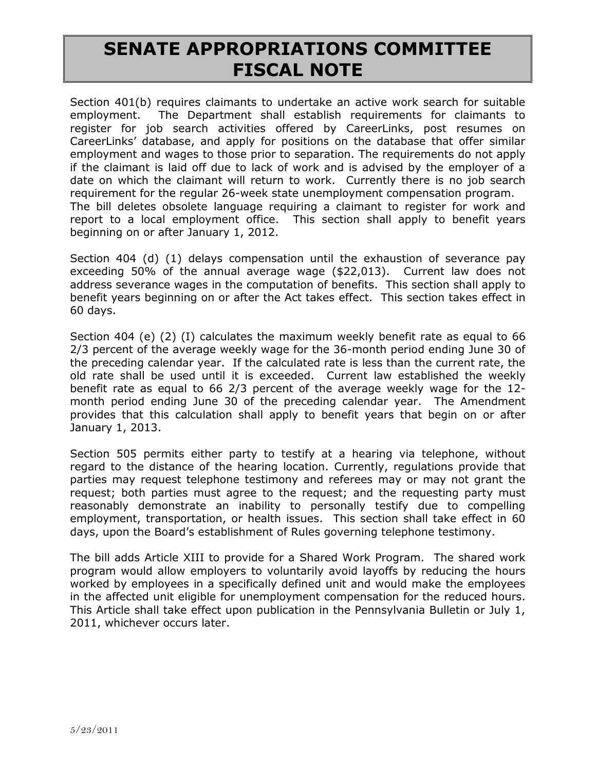# SENATE APPROPRIATIONS COMMITTEE FISCAL NOTE

Section 401(b) requires claimants to undertake an active work search for suitable employment. The Department shall establish requirements for claimants to register for job search activities offered by CareerLinks, post resumes on CareerLinks' database, and apply for positions on the database that offer similar employment and wages to those prior to separation. The requirements do not apply if the claimant is laid off due to lack of work and is advised by the employer of a date on which the claimant will return to work. Currently there is no job search requirement for the regular 26-week state unemployment compensation program. The bill deletes obsolete language requiring a claimant to register for work and report to a local employment office. This section shall apply to benefit years beginning on or after January 1, 2012.

Section 404 (d) (1) delays compensation until the exhaustion of severance pay exceeding 50% of the annual average wage ($22,013). Current law does not address severance wages in the computation of benefits. This section shall apply to benefit years beginning on or after the Act takes effect. This section takes effect in 60 days.

Section 404 (e) (2) (I) calculates the maximum weekly benefit rate as equal to 66 2/3 percent of the average weekly wage for the 36-month period ending June 30 of the preceding calendar year. If the calculated rate is less than the current rate, the old rate shall be used until it is exceeded. Current law established the weekly benefit rate as equal to 66 2/3 percent of the average weekly wage for the 12-month period ending June 30 of the preceding calendar year. The Amendment provides that this calculation shall apply to benefit years that begin on or after January 1, 2013.

Section 505 permits either party to testify at a hearing via telephone, without regard to the distance of the hearing location. Currently, regulations provide that parties may request telephone testimony and referees may or may not grant the request; both parties must agree to the request; and the requesting party must reasonably demonstrate an inability to personally testify due to compelling employment, transportation, or health issues. This section shall take effect in 60 days, upon the Board's establishment of Rules governing telephone testimony.

The bill adds Article XIII to provide for a Shared Work Program. The shared work program would allow employers to voluntarily avoid layoffs by reducing the hours worked by employees in a specifically defined unit and would make the employees in the affected unit eligible for unemployment compensation for the reduced hours. This Article shall take effect upon publication in the Pennsylvania Bulletin or July 1, 2011, whichever occurs later.

5/23/2011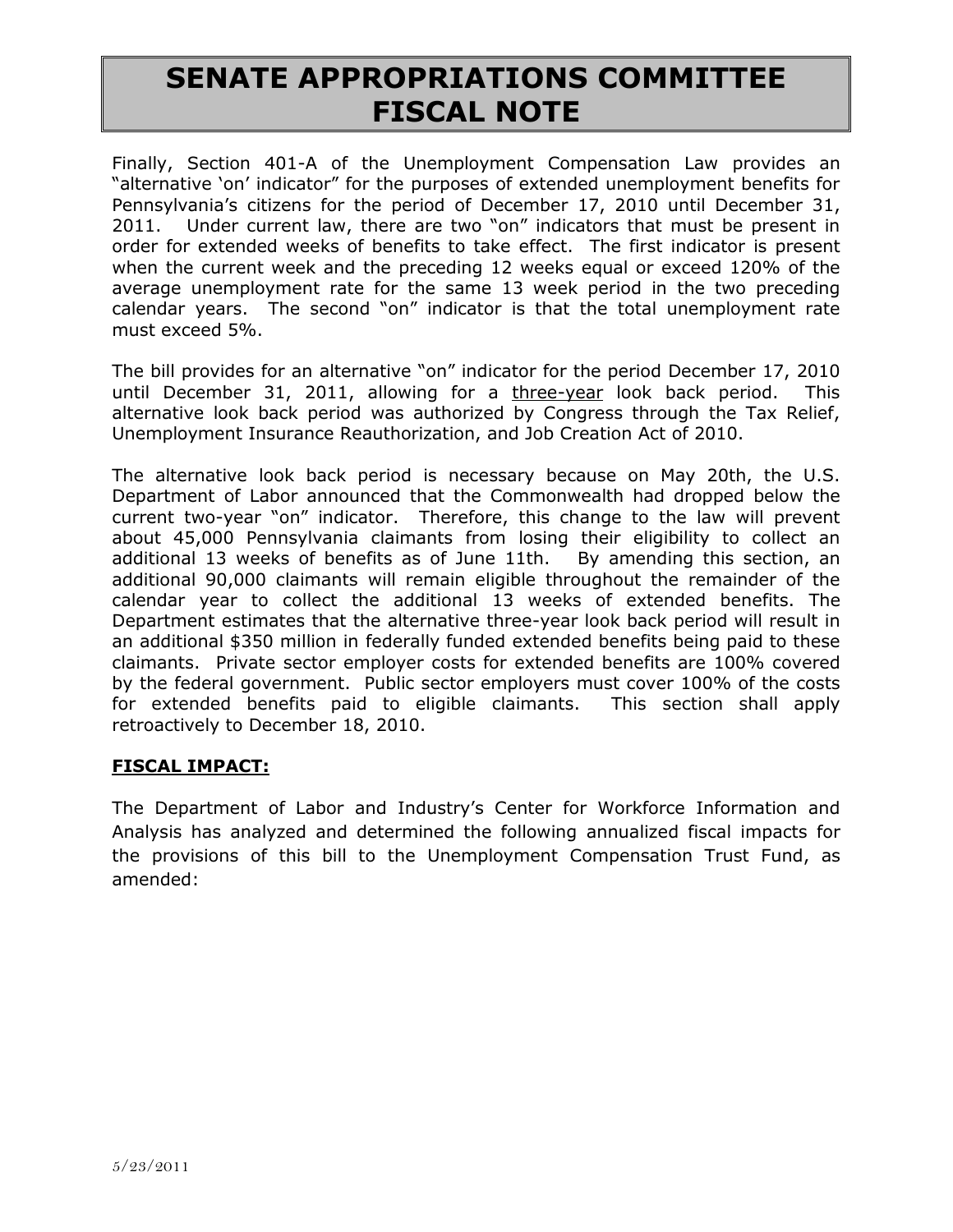# SENATE APPROPRIATIONS COMMITTEE FISCAL NOTE

Finally, Section 401-A of the Unemployment Compensation Law provides an "alternative 'on' indicator" for the purposes of extended unemployment benefits for Pennsylvania's citizens for the period of December 17, 2010 until December 31, 2011. Under current law, there are two "on" indicators that must be present in order for extended weeks of benefits to take effect. The first indicator is present when the current week and the preceding 12 weeks equal or exceed 120% of the average unemployment rate for the same 13 week period in the two preceding calendar years. The second "on" indicator is that the total unemployment rate must exceed 5%.

The bill provides for an alternative "on" indicator for the period December 17, 2010 until December 31, 2011, allowing for a <u>three-year</u> look back period. This alternative look back period was authorized by Congress through the Tax Relief, Unemployment Insurance Reauthorization, and Job Creation Act of 2010.

The alternative look back period is necessary because on May 20th, the U.S. Department of Labor announced that the Commonwealth had dropped below the current two-year "on" indicator. Therefore, this change to the law will prevent about 45,000 Pennsylvania claimants from losing their eligibility to collect an additional 13 weeks of benefits as of June 11th. By amending this section, an additional 90,000 claimants will remain eligible throughout the remainder of the calendar year to collect the additional 13 weeks of extended benefits. The Department estimates that the alternative three-year look back period will result in an additional $350 million in federally funded extended benefits being paid to these claimants. Private sector employer costs for extended benefits are 100% covered by the federal government. Public sector employers must cover 100% of the costs for extended benefits paid to eligible claimants. This section shall apply retroactively to December 18, 2010.

**<u>FISCAL IMPACT:</u>**

The Department of Labor and Industry's Center for Workforce Information and Analysis has analyzed and determined the following annualized fiscal impacts for the provisions of this bill to the Unemployment Compensation Trust Fund, as amended: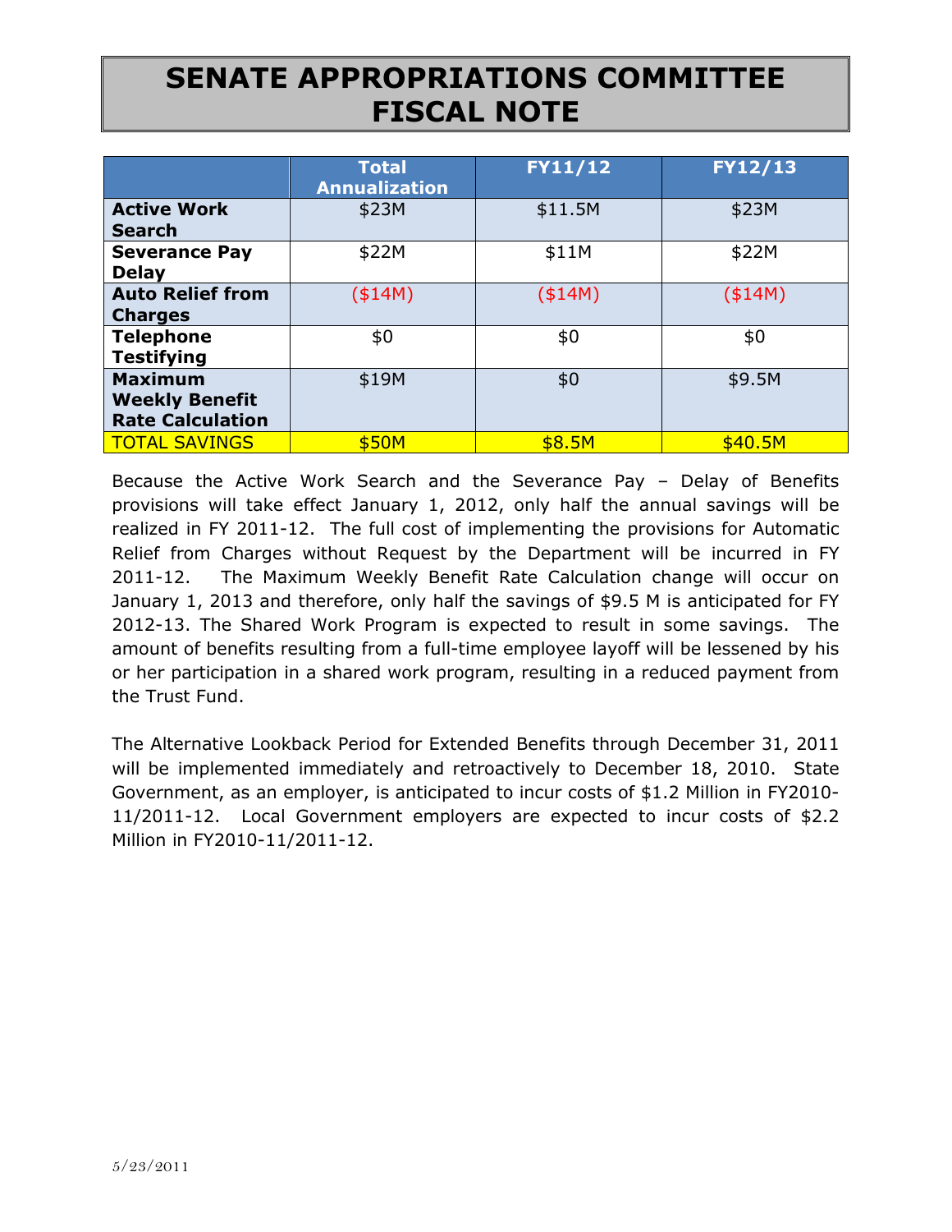# SENATE APPROPRIATIONS COMMITTEE FISCAL NOTE

| | Total Annualization | FY11/12 | FY12/13 |
|---|---|---|---|
| **Active Work Search** | $23M | $11.5M | $23M |
| **Severance Pay Delay** | $22M | $11M | $22M |
| **Auto Relief from Charges** | ($14M) | ($14M) | ($14M) |
| **Telephone Testifying** | $0 | $0 | $0 |
| **Maximum Weekly Benefit Rate Calculation** | $19M | $0 | $9.5M |
| TOTAL SAVINGS | $50M | $8.5M | $40.5M |

Because the Active Work Search and the Severance Pay – Delay of Benefits provisions will take effect January 1, 2012, only half the annual savings will be realized in FY 2011-12. The full cost of implementing the provisions for Automatic Relief from Charges without Request by the Department will be incurred in FY 2011-12. The Maximum Weekly Benefit Rate Calculation change will occur on January 1, 2013 and therefore, only half the savings of $9.5 M is anticipated for FY 2012-13. The Shared Work Program is expected to result in some savings. The amount of benefits resulting from a full-time employee layoff will be lessened by his or her participation in a shared work program, resulting in a reduced payment from the Trust Fund.

The Alternative Lookback Period for Extended Benefits through December 31, 2011 will be implemented immediately and retroactively to December 18, 2010. State Government, as an employer, is anticipated to incur costs of $1.2 Million in FY2010-11/2011-12. Local Government employers are expected to incur costs of $2.2 Million in FY2010-11/2011-12.

5/23/2011